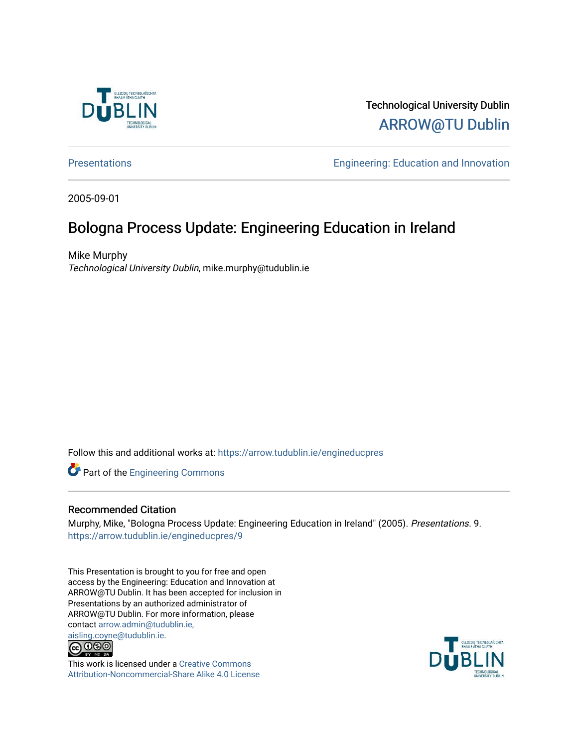Technological University Dublin

ARROW@TU Dublin

Presentations

Engineering: Education and Innovation

2005-09-01

# Bologna Process Update: Engineering Education in Ireland

Mike Murphy

*Technological University Dublin*, mike.murphy@tudublin.ie

Follow this and additional works at: https://arrow.tudublin.ie/engineducpres

Part of the Engineering Commons

## Recommended Citation

Murphy, Mike, "Bologna Process Update: Engineering Education in Ireland" (2005). *Presentations*. 9. https://arrow.tudublin.ie/engineducpres/9

This Presentation is brought to you for free and open access by the Engineering: Education and Innovation at ARROW@TU Dublin. It has been accepted for inclusion in Presentations by an authorized administrator of ARROW@TU Dublin. For more information, please contact arrow.admin@tudublin.ie, aisling.coyne@tudublin.ie.

This work is licensed under a Creative Commons Attribution-Noncommercial-Share Alike 4.0 License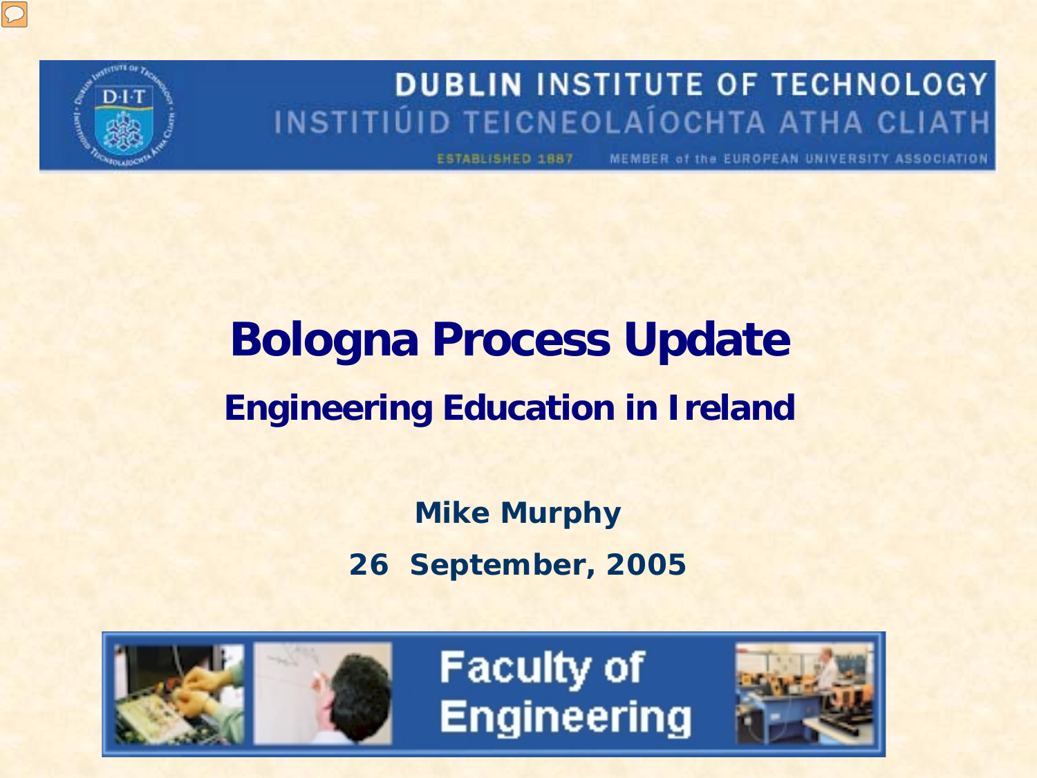DUBLIN INSTITUTE OF TECHNOLOGY

INSTITIÚID TEICNEOLAÍOCHTA ATHA CLIATH

ESTABLISHED 1887 MEMBER of the EUROPEAN UNIVERSITY ASSOCIATION

# Bologna Process Update

## Engineering Education in Ireland

**Mike Murphy**

**26 September, 2005**

Faculty of Engineering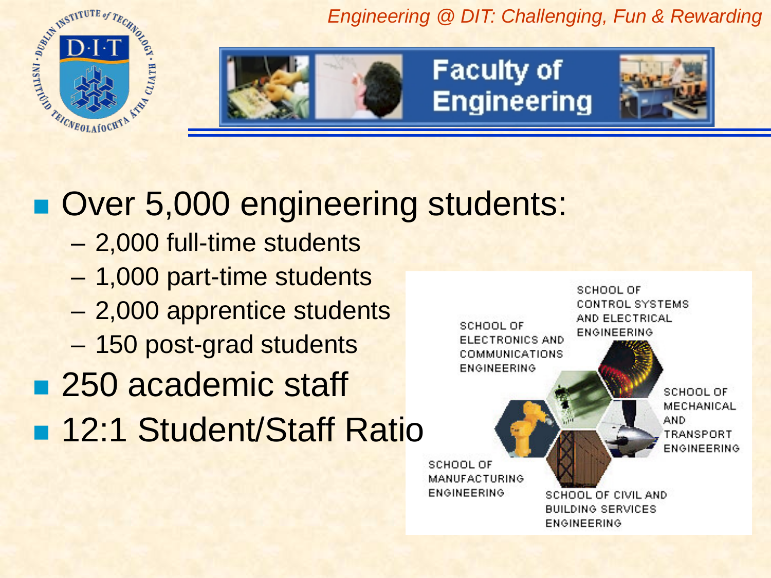Engineering @ DIT: Challenging, Fun & Rewarding

# Faculty of Engineering

- Over 5,000 engineering students:
  - 2,000 full-time students
  - 1,000 part-time students
  - 2,000 apprentice students
  - 150 post-grad students
- 250 academic staff
- 12:1 Student/Staff Ratio

SCHOOL OF CONTROL SYSTEMS AND ELECTRICAL ENGINEERING

SCHOOL OF ELECTRONICS AND COMMUNICATIONS ENGINEERING

SCHOOL OF MECHANICAL AND TRANSPORT ENGINEERING

SCHOOL OF MANUFACTURING ENGINEERING

SCHOOL OF CIVIL AND BUILDING SERVICES ENGINEERING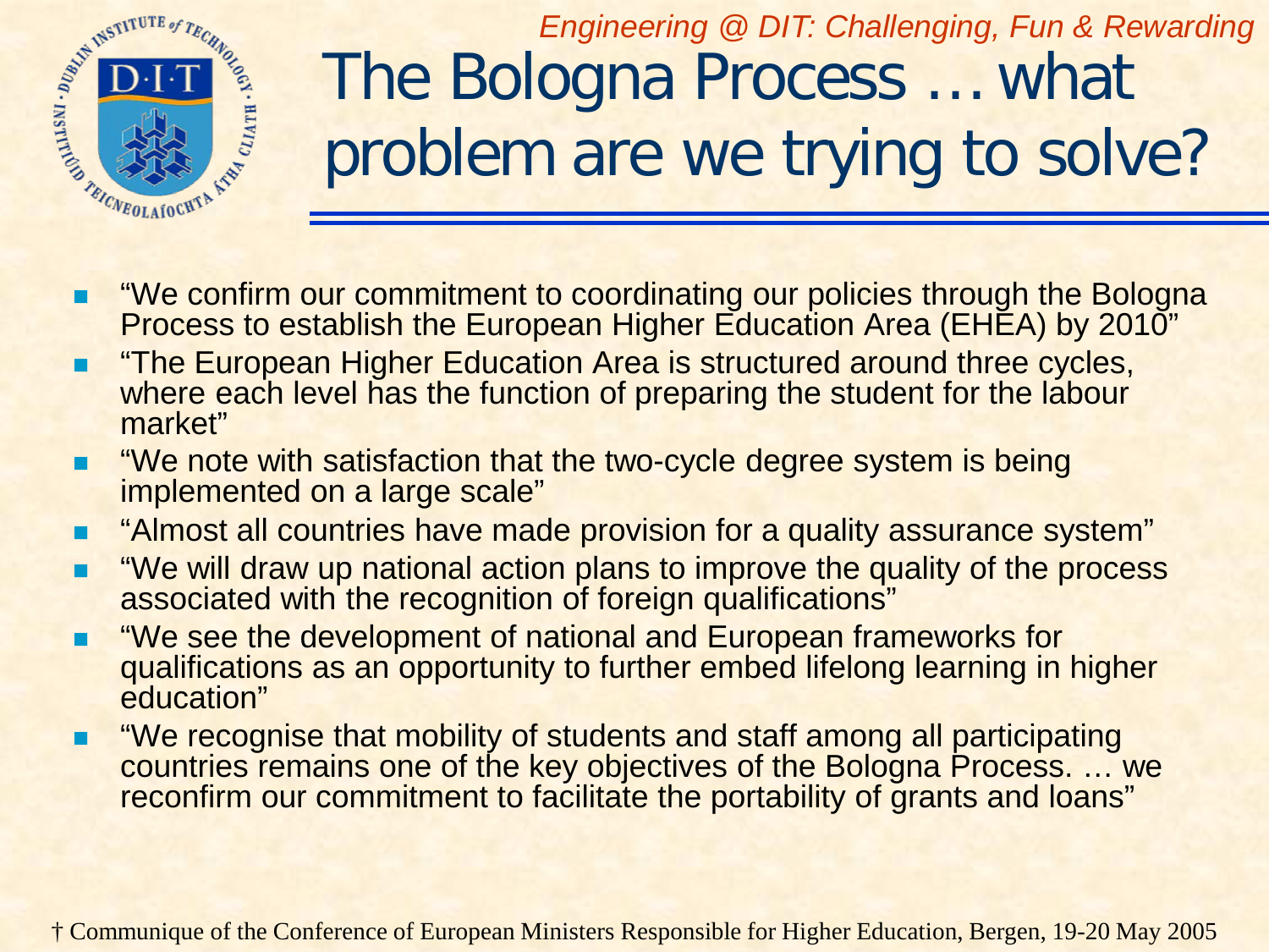*Engineering @ DIT: Challenging, Fun & Rewarding*

# The Bologna Process … what problem are we trying to solve?

- "We confirm our commitment to coordinating our policies through the Bologna Process to establish the European Higher Education Area (EHEA) by 2010"
- "The European Higher Education Area is structured around three cycles, where each level has the function of preparing the student for the labour market"
- "We note with satisfaction that the two-cycle degree system is being implemented on a large scale"
- "Almost all countries have made provision for a quality assurance system"
- "We will draw up national action plans to improve the quality of the process associated with the recognition of foreign qualifications"
- "We see the development of national and European frameworks for qualifications as an opportunity to further embed lifelong learning in higher education"
- "We recognise that mobility of students and staff among all participating countries remains one of the key objectives of the Bologna Process. … we reconfirm our commitment to facilitate the portability of grants and loans"

† Communique of the Conference of European Ministers Responsible for Higher Education, Bergen, 19-20 May 2005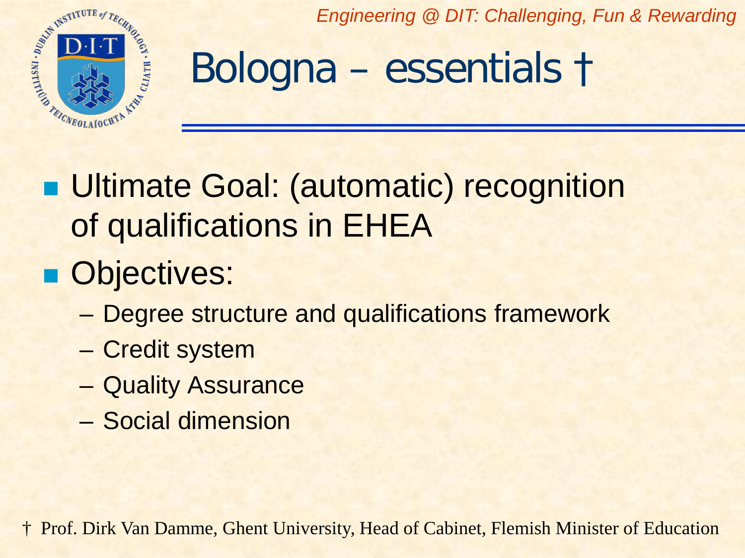# Bologna – essentials †

- Ultimate Goal: (automatic) recognition of qualifications in EHEA
- Objectives:
  - Degree structure and qualifications framework
  - Credit system
  - Quality Assurance
  - Social dimension

† Prof. Dirk Van Damme, Ghent University, Head of Cabinet, Flemish Minister of Education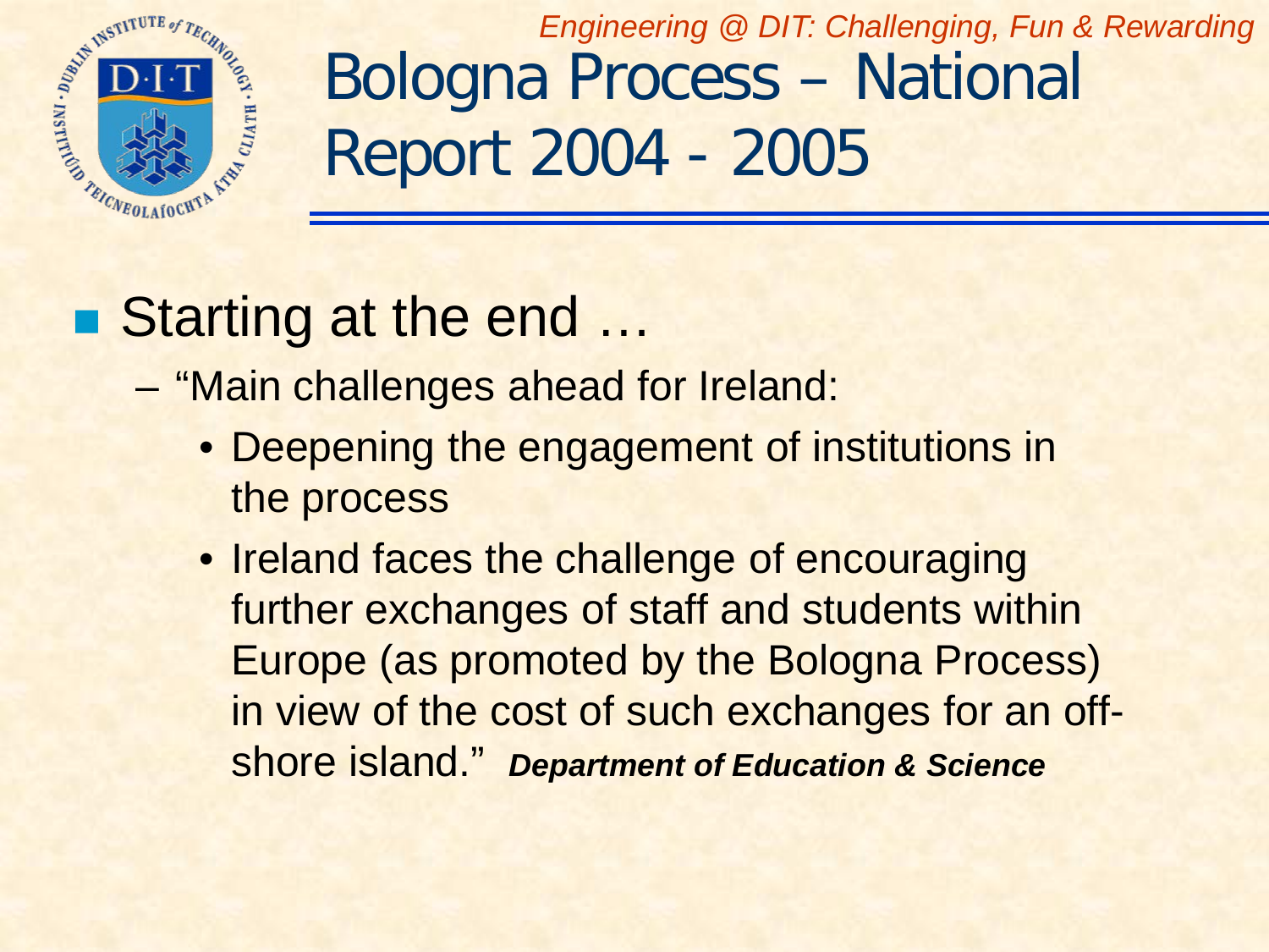# Bologna Process – National Report 2004 - 2005

- Starting at the end …
  - "Main challenges ahead for Ireland:
    - Deepening the engagement of institutions in the process
    - Ireland faces the challenge of encouraging further exchanges of staff and students within Europe (as promoted by the Bologna Process) in view of the cost of such exchanges for an off-shore island." ***Department of Education & Science***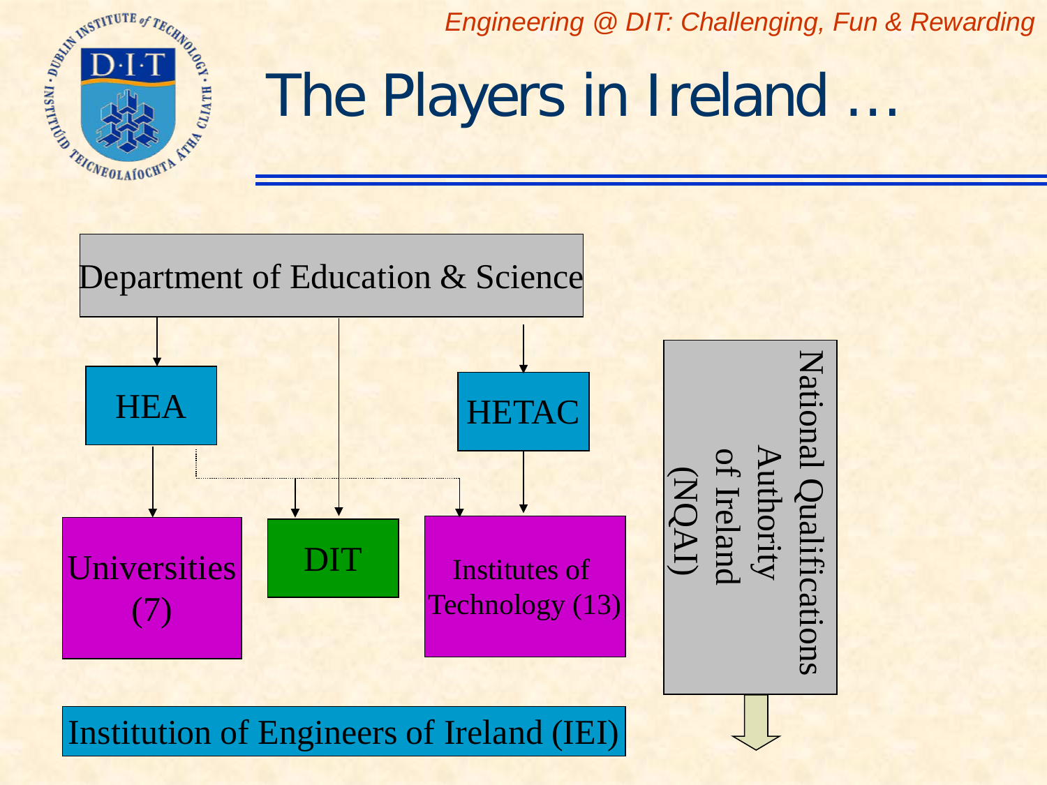# The Players in Ireland …

Department of Education & Science

HEA

HETAC

Universities (7)

DIT

Institutes of Technology (13)

National Qualifications Authority of Ireland (NQAI)

Institution of Engineers of Ireland (IEI)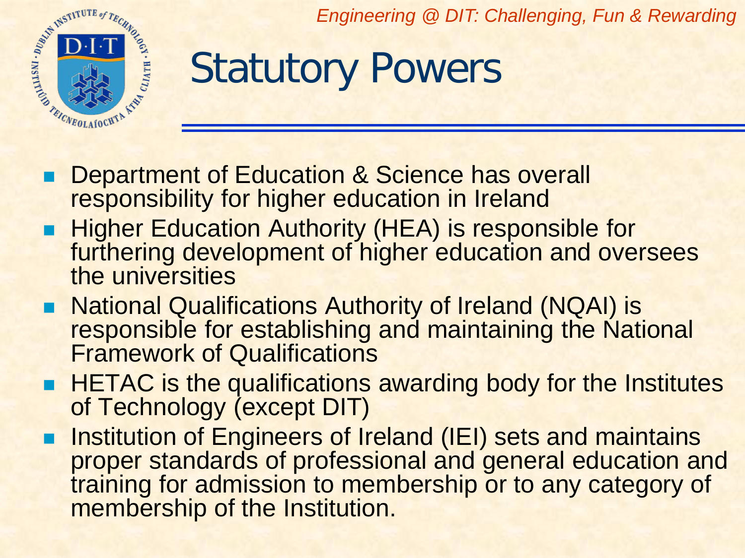# Statutory Powers

- Department of Education & Science has overall responsibility for higher education in Ireland
- Higher Education Authority (HEA) is responsible for furthering development of higher education and oversees the universities
- National Qualifications Authority of Ireland (NQAI) is responsible for establishing and maintaining the National Framework of Qualifications
- HETAC is the qualifications awarding body for the Institutes of Technology (except DIT)
- Institution of Engineers of Ireland (IEI) sets and maintains proper standards of professional and general education and training for admission to membership or to any category of membership of the Institution.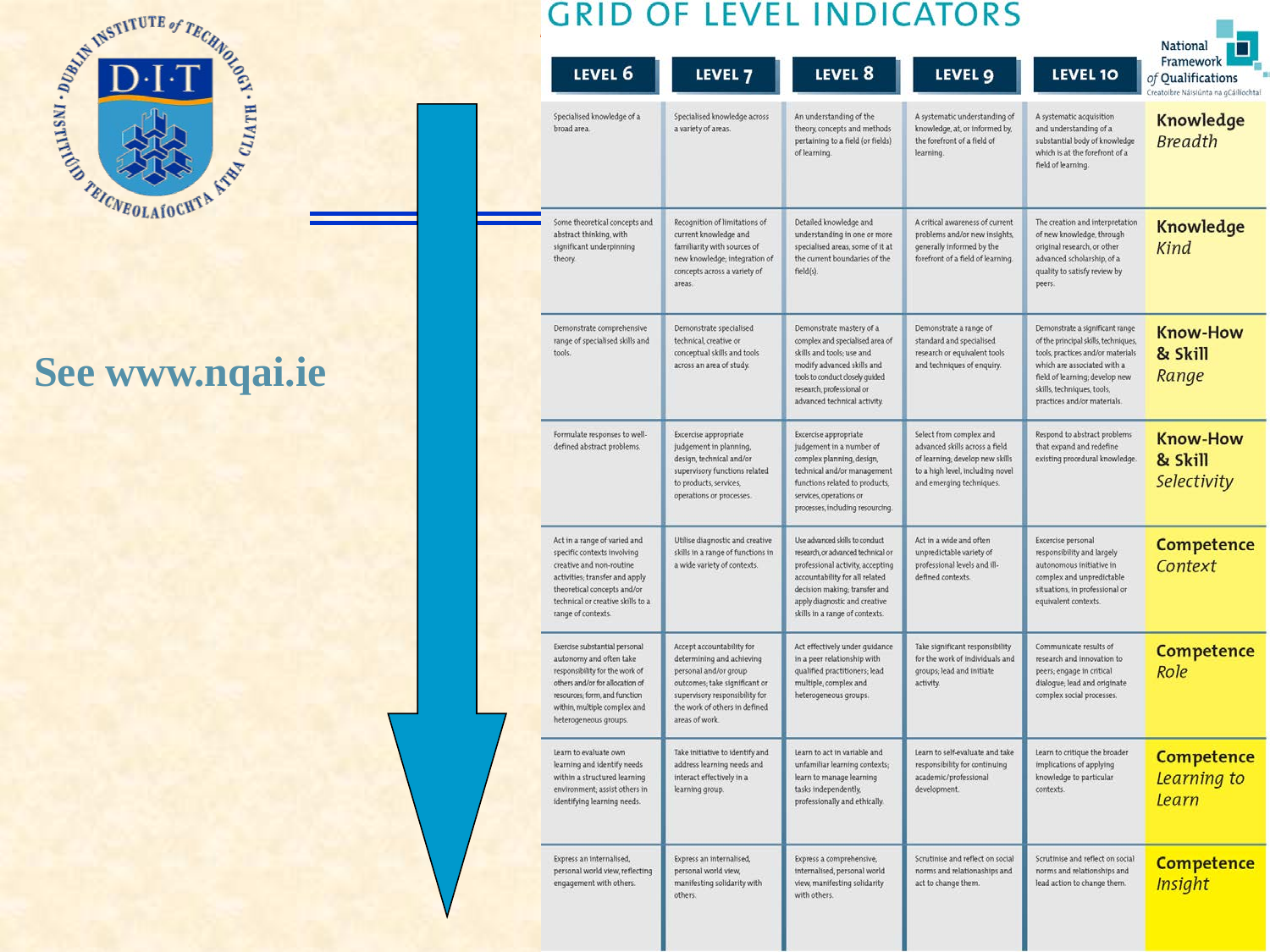# GRID OF LEVEL INDICATORS

See www.nqai.ie

| | LEVEL 6 | LEVEL 7 | LEVEL 8 | LEVEL 9 | LEVEL 10 |
|---|---|---|---|---|---|
| **Knowledge** *Breadth* | Specialised knowledge of a broad area. | Specialised knowledge across a variety of areas. | An understanding of the theory, concepts and methods pertaining to a field (or fields) of learning. | A systematic understanding of knowledge, at, or informed by, the forefront of a field of learning. | A systematic acquisition and understanding of a substantial body of knowledge which is at the forefront of a field of learning. |
| **Knowledge** *Kind* | Some theoretical concepts and abstract thinking, with significant underpinning theory. | Recognition of limitations of current knowledge and familiarity with sources of new knowledge; integration of concepts across a variety of areas. | Detailed knowledge and understanding in one or more specialised areas, some of it at the current boundaries of the field(s). | A critical awareness of current problems and/or new insights, generally informed by the forefront of a field of learning. | The creation and interpretation of new knowledge, through original research, or other advanced scholarship, of a quality to satisfy review by peers. |
| **Know-How & Skill** *Range* | Demonstrate comprehensive range of specialised skills and tools. | Demonstrate specialised technical, creative or conceptual skills and tools across an area of study. | Demonstrate mastery of a complex and specialised area of skills and tools; use and modify advanced skills and tools to conduct closely guided research, professional or advanced technical activity. | Demonstrate a range of standard and specialised research or equivalent tools and techniques of enquiry. | Demonstrate a significant range of the principal skills, techniques, tools, practices and/or materials which are associated with a field of learning; develop new skills, techniques, tools, practices and/or materials. |
| **Know-How & Skill** *Selectivity* | Formulate responses to well-defined abstract problems. | Exercise appropriate judgement in planning, design, technical and/or supervisory functions related to products, services, operations or processes. | Exercise appropriate judgement in a number of complex planning, design, technical and/or management functions related to products, services, operations or processes, including resourcing. | Select from complex and advanced skills across a field of learning; develop new skills to a high level, including novel and emerging techniques. | Respond to abstract problems that expand and redefine existing procedural knowledge. |
| **Competence** *Context* | Act in a range of varied and specific contexts involving creative and non-routine activities; transfer and apply theoretical concepts and/or technical or creative skills to a range of contexts. | Utilise diagnostic and creative skills in a range of functions in a wide variety of contexts. | Use advanced skills to conduct research, or advanced technical or professional activity, accepting accountability for all related decision making; transfer and apply diagnostic and creative skills in a range of contexts. | Act in a wide and often unpredictable variety of professional levels and ill-defined contexts. | Exercise personal responsibility and largely autonomous initiative in complex and unpredictable situations, in professional or equivalent contexts. |
| **Competence** *Role* | Exercise substantial personal autonomy and often take responsibility for the work of others and/or for allocation of resources; form, and function within, multiple complex and heterogeneous groups. | Accept accountability for determining and achieving personal and/or group outcomes; take significant or supervisory responsibility for the work of others in defined areas of work. | Act effectively under guidance in a peer relationship with qualified practitioners; lead multiple, complex and heterogeneous groups. | Take significant responsibility for the work of individuals and groups; lead and initiate activity. | Communicate results of research and innovation to peers; engage in critical dialogue; lead and originate complex social processes. |
| **Competence** *Learning to Learn* | Learn to evaluate own learning and identify needs within a structured learning environment; assist others in identifying learning needs. | Take initiative to identify and address learning needs and interact effectively in a learning group. | Learn to act in variable and unfamiliar learning contexts; learn to manage learning tasks independently, professionally and ethically. | Learn to self-evaluate and take responsibility for continuing academic/professional development. | Learn to critique the broader implications of applying knowledge to particular contexts. |
| **Competence** *Insight* | Express an internalised, personal world view, reflecting engagement with others. | Express an internalised, personal world view, manifesting solidarity with others. | Express a comprehensive, internalised, personal world view, manifesting solidarity with others. | Scrutinise and reflect on social norms and relationships and act to change them. | Scrutinise and reflect on social norms and relationships and lead action to change them. |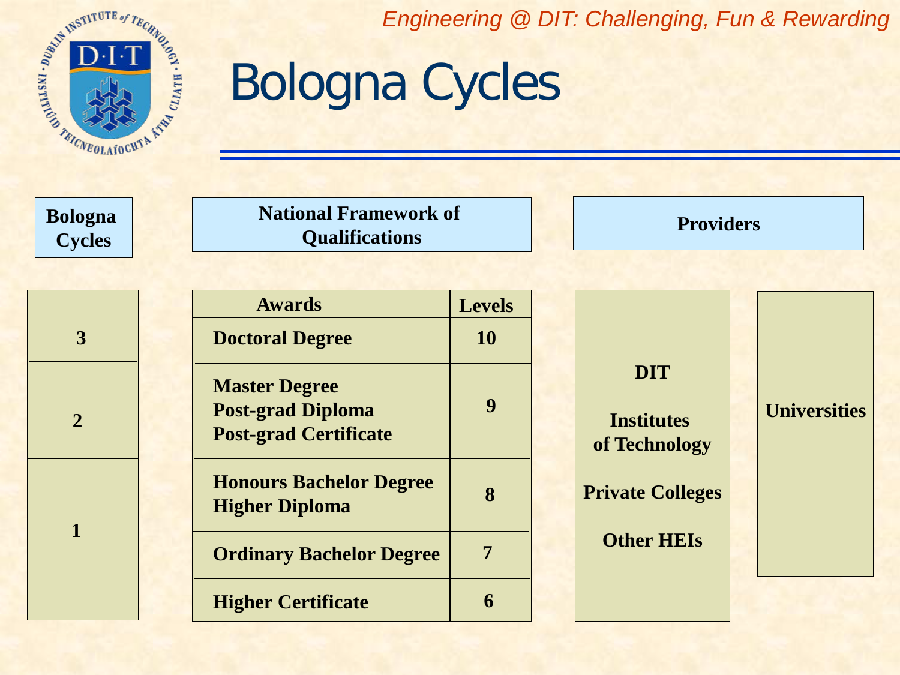# Bologna Cycles

| Bologna Cycles | National Framework of Qualifications: Awards | Levels | Providers | |
|---|---|---|---|---|
| 3 | Doctoral Degree | 10 | DIT<br>Institutes of Technology<br>Private Colleges<br>Other HEIs | Universities |
| 2 | Master Degree<br>Post-grad Diploma<br>Post-grad Certificate | 9 | | |
| 1 | Honours Bachelor Degree<br>Higher Diploma | 8 | | |
| | Ordinary Bachelor Degree | 7 | | |
| | Higher Certificate | 6 | | |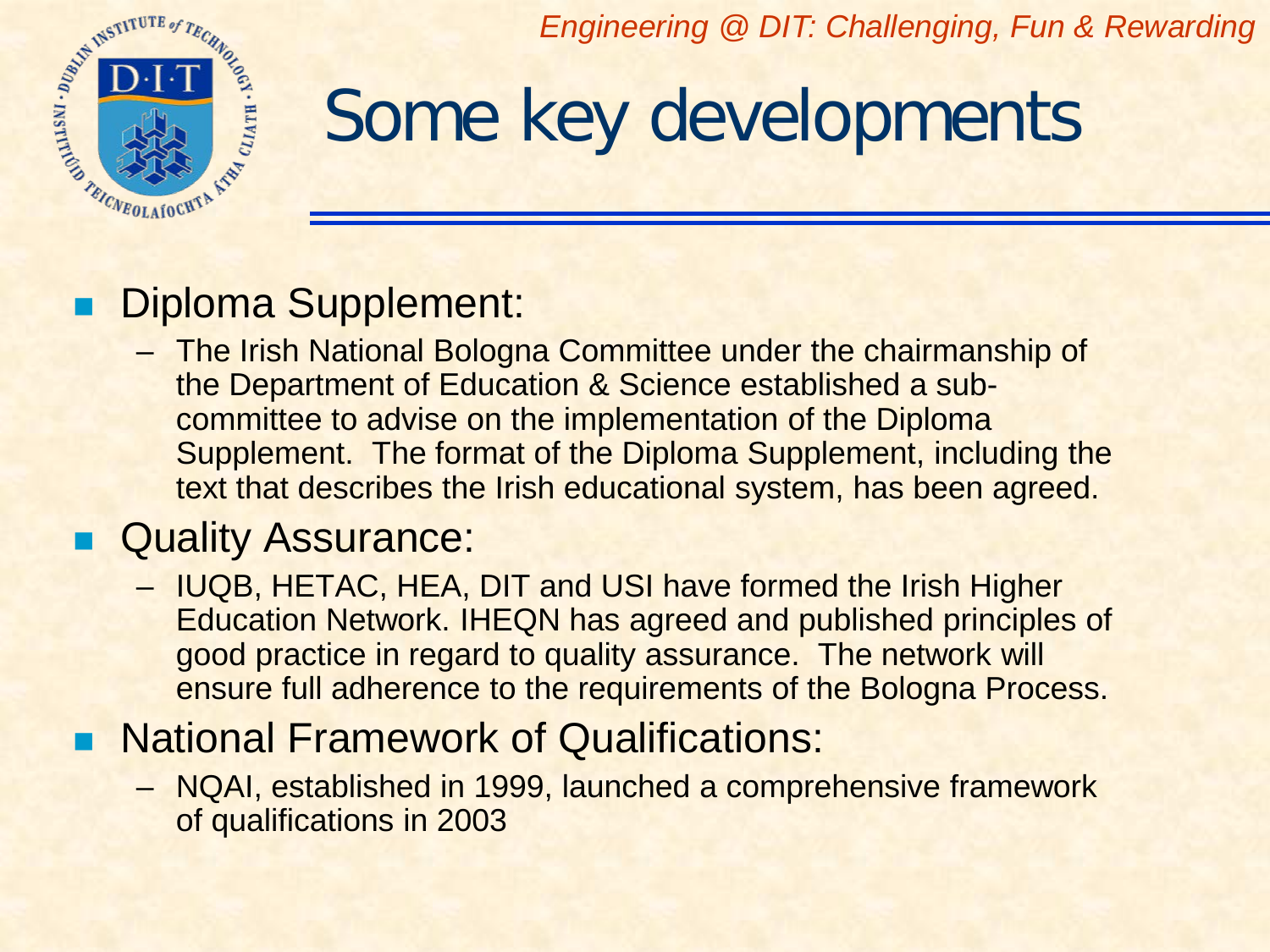# Some key developments

- Diploma Supplement:
  - The Irish National Bologna Committee under the chairmanship of the Department of Education & Science established a sub-committee to advise on the implementation of the Diploma Supplement. The format of the Diploma Supplement, including the text that describes the Irish educational system, has been agreed.
- Quality Assurance:
  - IUQB, HETAC, HEA, DIT and USI have formed the Irish Higher Education Network. IHEQN has agreed and published principles of good practice in regard to quality assurance. The network will ensure full adherence to the requirements of the Bologna Process.
- National Framework of Qualifications:
  - NQAI, established in 1999, launched a comprehensive framework of qualifications in 2003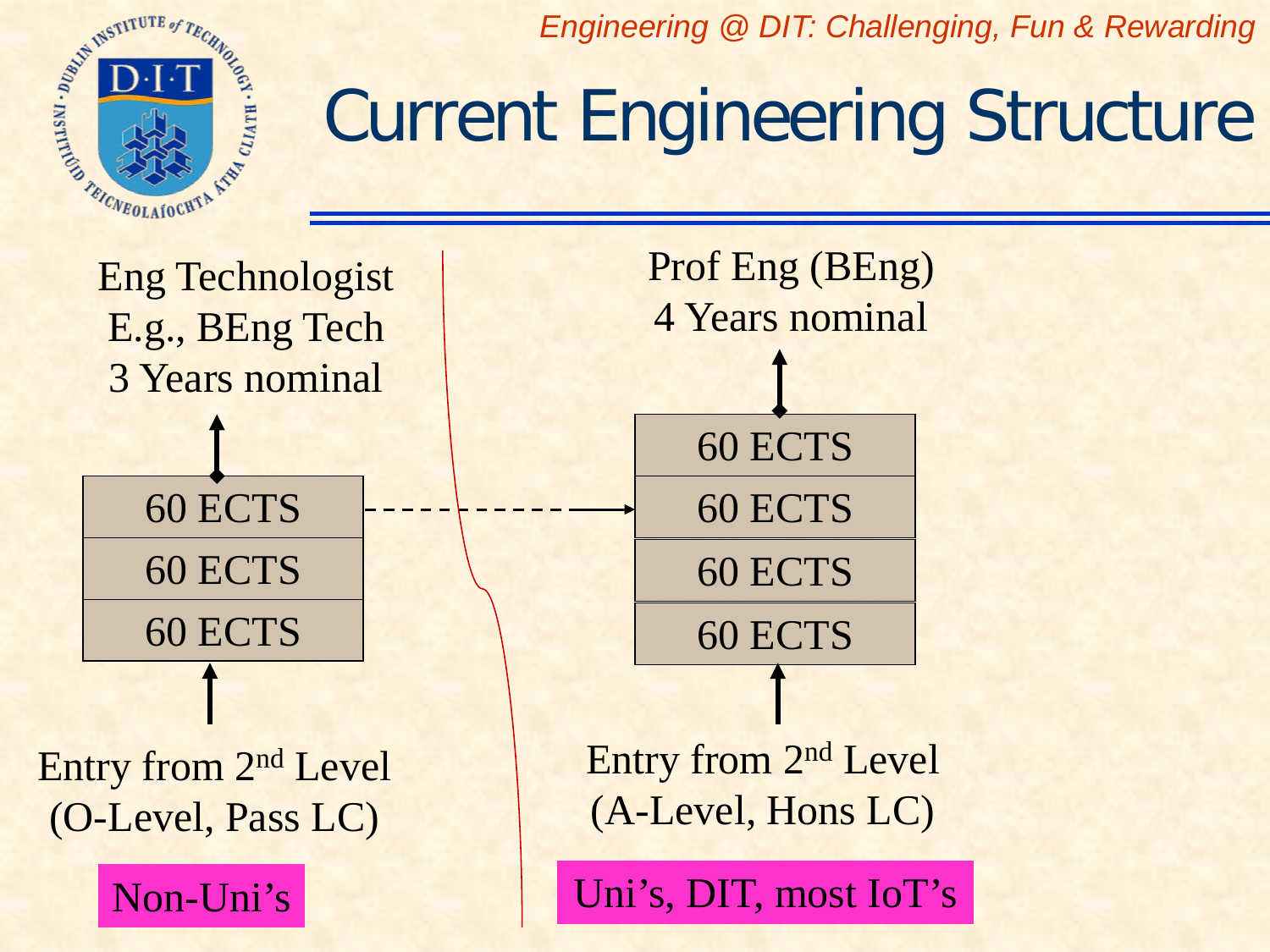# Current Engineering Structure

**Eng Technologist**
E.g., BEng Tech
3 Years nominal

| 60 ECTS |
| --- |
| 60 ECTS |
| 60 ECTS |

Entry from 2nd Level
(O-Level, Pass LC)

Non-Uni's

**Prof Eng (BEng)**
4 Years nominal

| 60 ECTS |
| --- |
| 60 ECTS |
| 60 ECTS |
| 60 ECTS |

Entry from 2nd Level
(A-Level, Hons LC)

Uni's, DIT, most IoT's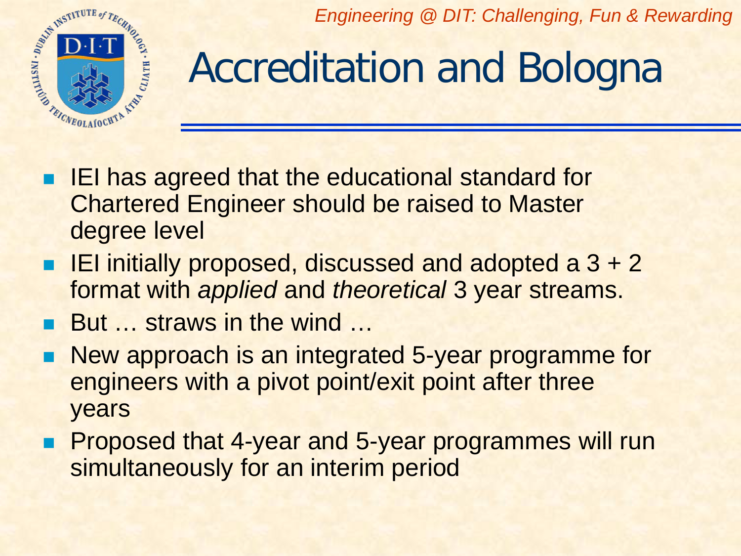# Accreditation and Bologna

- IEI has agreed that the educational standard for Chartered Engineer should be raised to Master degree level
- IEI initially proposed, discussed and adopted a 3 + 2 format with *applied* and *theoretical* 3 year streams.
- But … straws in the wind …
- New approach is an integrated 5-year programme for engineers with a pivot point/exit point after three years
- Proposed that 4-year and 5-year programmes will run simultaneously for an interim period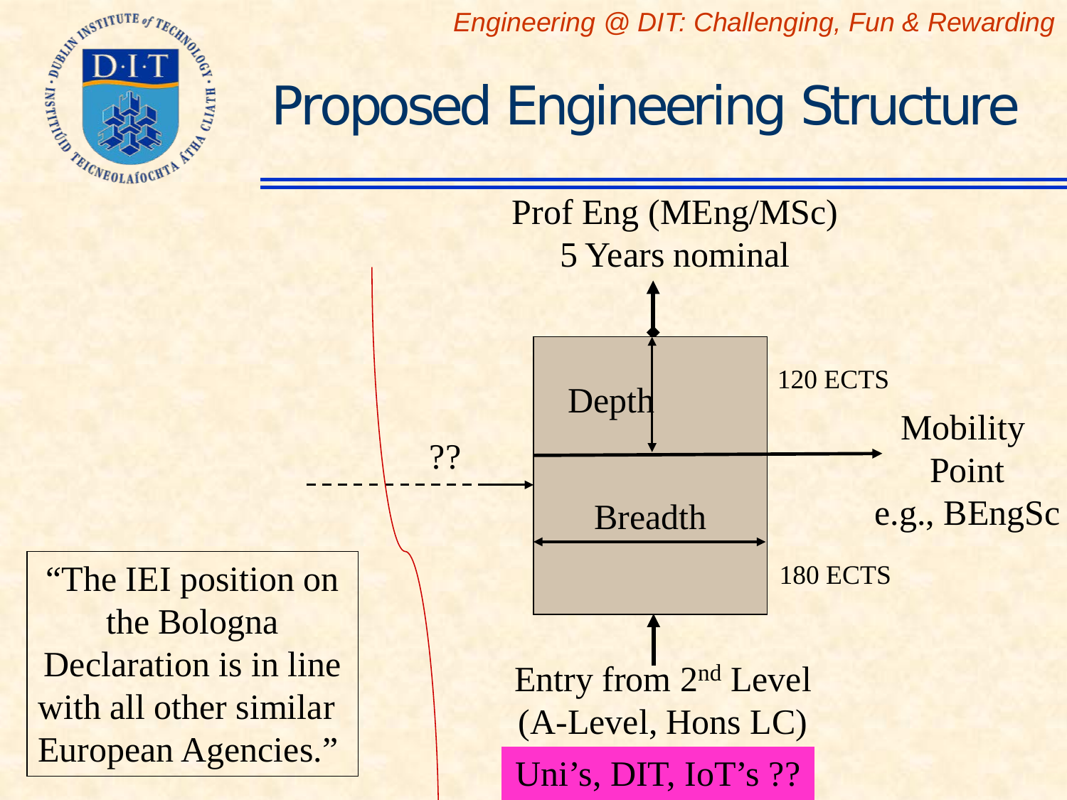# Proposed Engineering Structure

Prof Eng (MEng/MSc)
5 Years nominal

Depth

120 ECTS

Mobility Point e.g., BEngSc

??

Breadth

180 ECTS

Entry from 2nd Level (A-Level, Hons LC)

Uni's, DIT, IoT's ??

"The IEI position on the Bologna Declaration is in line with all other similar European Agencies."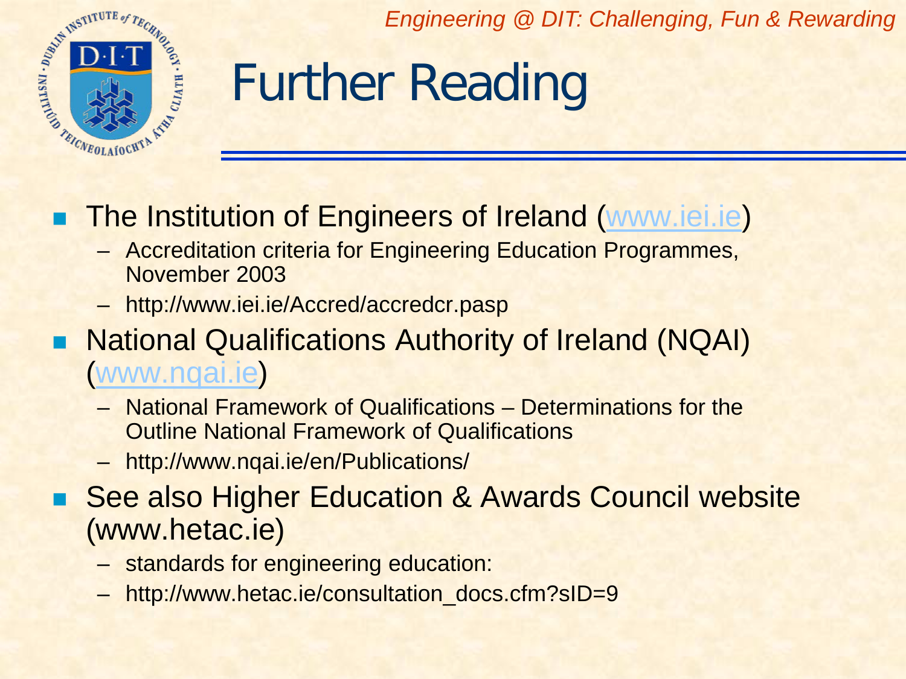# Further Reading

- The Institution of Engineers of Ireland (www.iei.ie)
  - Accreditation criteria for Engineering Education Programmes, November 2003
  - http://www.iei.ie/Accred/accredcr.pasp
- National Qualifications Authority of Ireland (NQAI) (www.nqai.ie)
  - National Framework of Qualifications – Determinations for the Outline National Framework of Qualifications
  - http://www.nqai.ie/en/Publications/
- See also Higher Education & Awards Council website (www.hetac.ie)
  - standards for engineering education:
  - http://www.hetac.ie/consultation_docs.cfm?sID=9